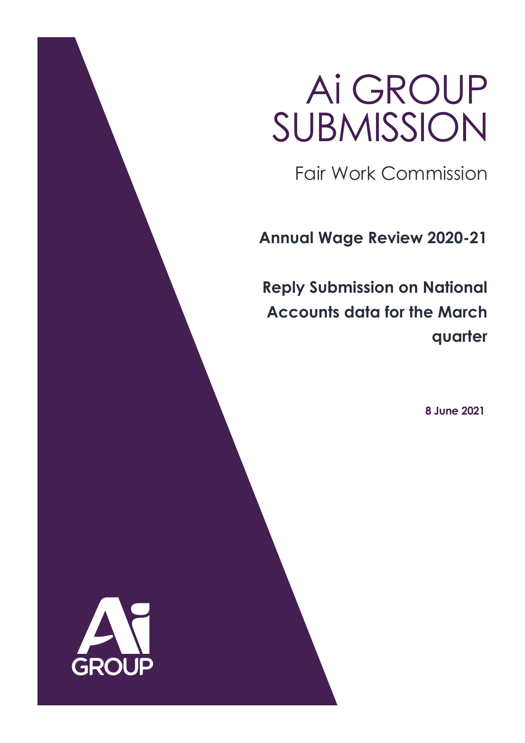# Ai GROUP SUBMISSION

Fair Work Commission

**Annual Wage Review 2020-21**

**Reply Submission on National Accounts data for the March quarter**

**8 June 2021**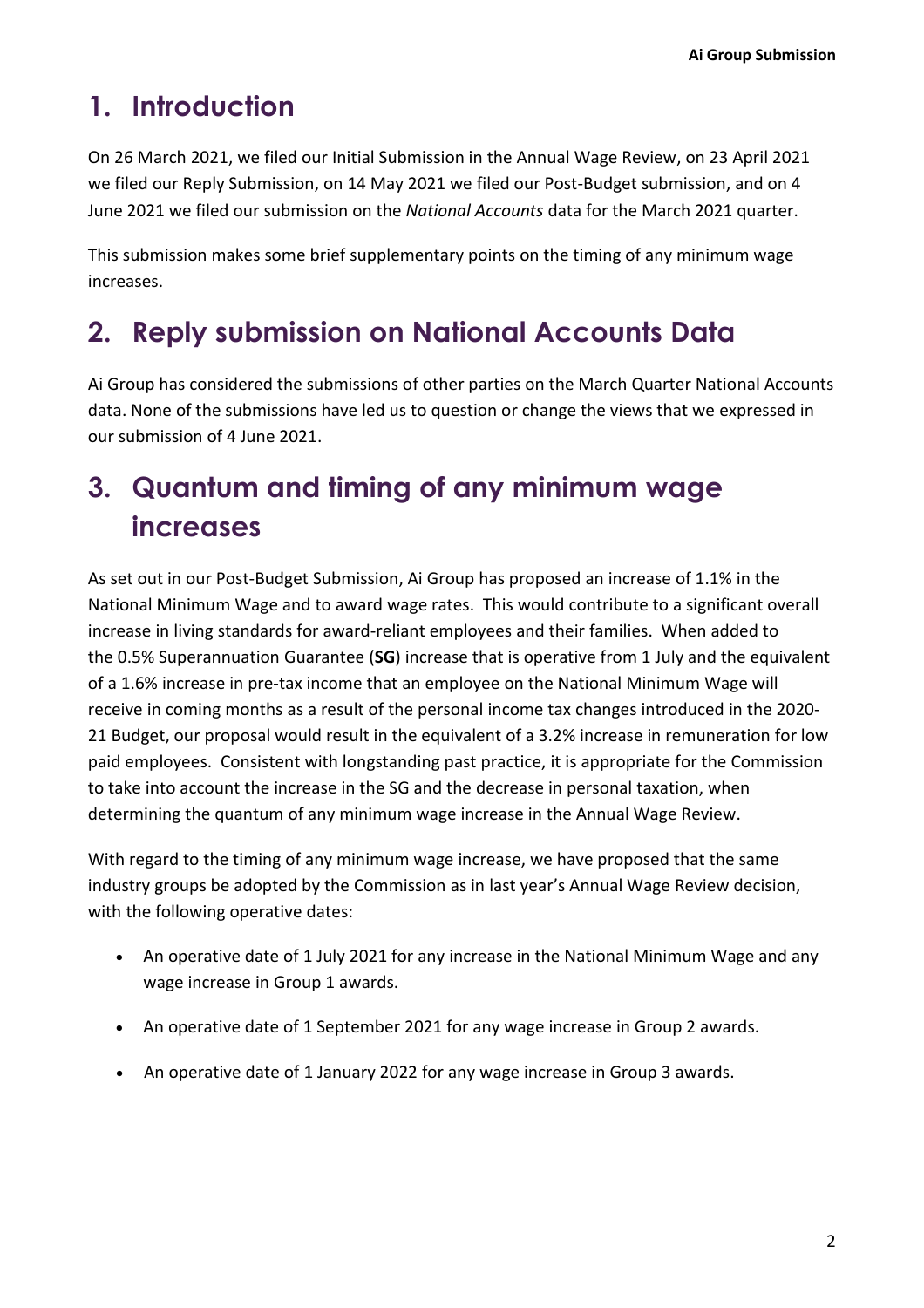# 1. Introduction

On 26 March 2021, we filed our Initial Submission in the Annual Wage Review, on 23 April 2021 we filed our Reply Submission, on 14 May 2021 we filed our Post-Budget submission, and on 4 June 2021 we filed our submission on the *National Accounts* data for the March 2021 quarter.

This submission makes some brief supplementary points on the timing of any minimum wage increases.

# 2. Reply submission on National Accounts Data

Ai Group has considered the submissions of other parties on the March Quarter National Accounts data. None of the submissions have led us to question or change the views that we expressed in our submission of 4 June 2021.

# 3. Quantum and timing of any minimum wage increases

As set out in our Post-Budget Submission, Ai Group has proposed an increase of 1.1% in the National Minimum Wage and to award wage rates. This would contribute to a significant overall increase in living standards for award-reliant employees and their families. When added to the 0.5% Superannuation Guarantee (**SG**) increase that is operative from 1 July and the equivalent of a 1.6% increase in pre-tax income that an employee on the National Minimum Wage will receive in coming months as a result of the personal income tax changes introduced in the 2020-21 Budget, our proposal would result in the equivalent of a 3.2% increase in remuneration for low paid employees. Consistent with longstanding past practice, it is appropriate for the Commission to take into account the increase in the SG and the decrease in personal taxation, when determining the quantum of any minimum wage increase in the Annual Wage Review.

With regard to the timing of any minimum wage increase, we have proposed that the same industry groups be adopted by the Commission as in last year's Annual Wage Review decision, with the following operative dates:

- An operative date of 1 July 2021 for any increase in the National Minimum Wage and any wage increase in Group 1 awards.
- An operative date of 1 September 2021 for any wage increase in Group 2 awards.
- An operative date of 1 January 2022 for any wage increase in Group 3 awards.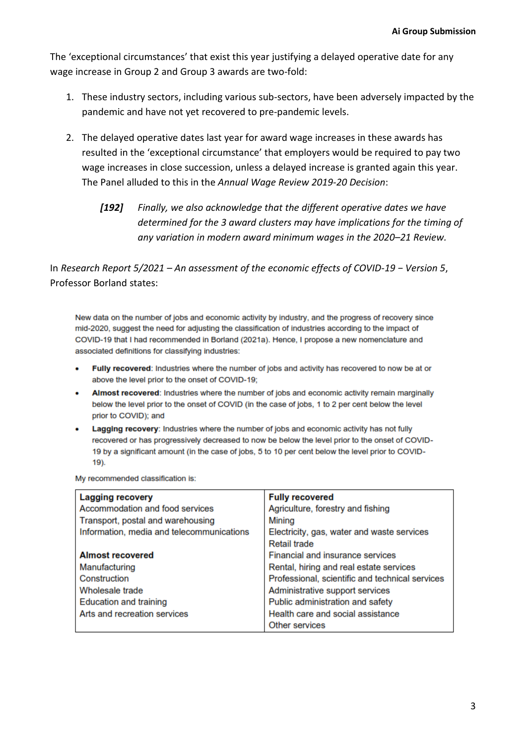The 'exceptional circumstances' that exist this year justifying a delayed operative date for any wage increase in Group 2 and Group 3 awards are two-fold:

1. These industry sectors, including various sub-sectors, have been adversely impacted by the pandemic and have not yet recovered to pre-pandemic levels.

2. The delayed operative dates last year for award wage increases in these awards has resulted in the 'exceptional circumstance' that employers would be required to pay two wage increases in close succession, unless a delayed increase is granted again this year. The Panel alluded to this in the *Annual Wage Review 2019-20 Decision*:

   > ***[192]*** *Finally, we also acknowledge that the different operative dates we have determined for the 3 award clusters may have implications for the timing of any variation in modern award minimum wages in the 2020–21 Review.*

In *Research Report 5/2021 – An assessment of the economic effects of COVID-19 − Version 5*, Professor Borland states:

> New data on the number of jobs and economic activity by industry, and the progress of recovery since mid-2020, suggest the need for adjusting the classification of industries according to the impact of COVID-19 that I had recommended in Borland (2021a). Hence, I propose a new nomenclature and associated definitions for classifying industries:
>
> - **Fully recovered**: Industries where the number of jobs and activity has recovered to now be at or above the level prior to the onset of COVID-19;
> - **Almost recovered**: Industries where the number of jobs and economic activity remain marginally below the level prior to the onset of COVID (in the case of jobs, 1 to 2 per cent below the level prior to COVID); and
> - **Lagging recovery**: Industries where the number of jobs and economic activity has not fully recovered or has progressively decreased to now be below the level prior to the onset of COVID-19 by a significant amount (in the case of jobs, 5 to 10 per cent below the level prior to COVID-19).
>
> My recommended classification is:

| **Lagging recovery** | **Fully recovered** |
|---|---|
| Accommodation and food services | Agriculture, forestry and fishing |
| Transport, postal and warehousing | Mining |
| Information, media and telecommunications | Electricity, gas, water and waste services |
| | Retail trade |
| **Almost recovered** | Financial and insurance services |
| Manufacturing | Rental, hiring and real estate services |
| Construction | Professional, scientific and technical services |
| Wholesale trade | Administrative support services |
| Education and training | Public administration and safety |
| Arts and recreation services | Health care and social assistance |
| | Other services |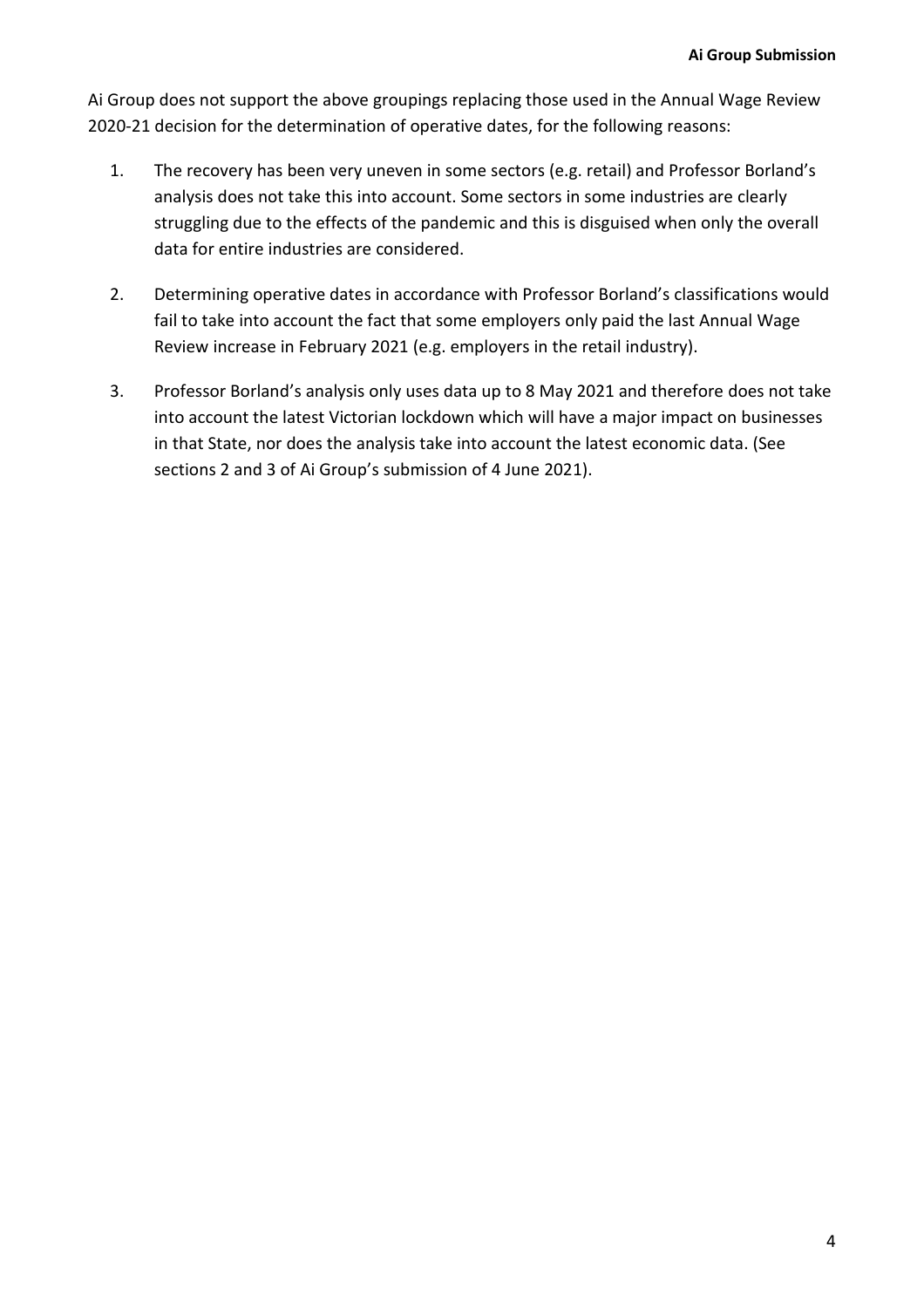Ai Group does not support the above groupings replacing those used in the Annual Wage Review 2020-21 decision for the determination of operative dates, for the following reasons:

1. The recovery has been very uneven in some sectors (e.g. retail) and Professor Borland's analysis does not take this into account. Some sectors in some industries are clearly struggling due to the effects of the pandemic and this is disguised when only the overall data for entire industries are considered.

2. Determining operative dates in accordance with Professor Borland's classifications would fail to take into account the fact that some employers only paid the last Annual Wage Review increase in February 2021 (e.g. employers in the retail industry).

3. Professor Borland's analysis only uses data up to 8 May 2021 and therefore does not take into account the latest Victorian lockdown which will have a major impact on businesses in that State, nor does the analysis take into account the latest economic data. (See sections 2 and 3 of Ai Group's submission of 4 June 2021).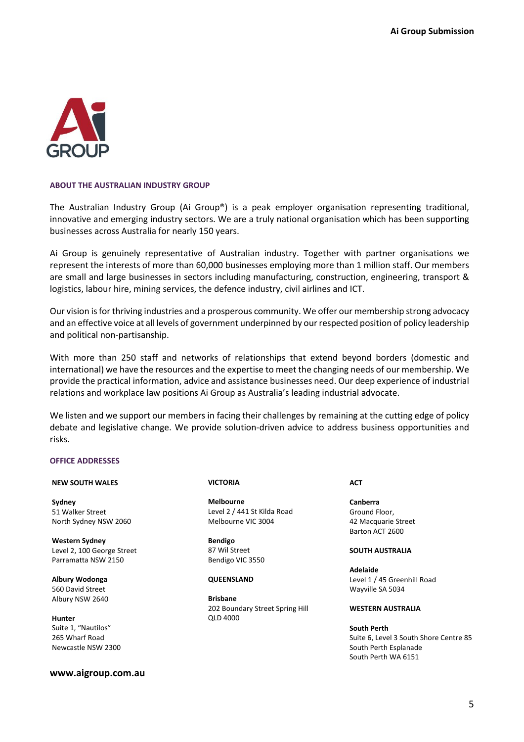## ABOUT THE AUSTRALIAN INDUSTRY GROUP

The Australian Industry Group (Ai Group®) is a peak employer organisation representing traditional, innovative and emerging industry sectors. We are a truly national organisation which has been supporting businesses across Australia for nearly 150 years.

Ai Group is genuinely representative of Australian industry. Together with partner organisations we represent the interests of more than 60,000 businesses employing more than 1 million staff. Our members are small and large businesses in sectors including manufacturing, construction, engineering, transport & logistics, labour hire, mining services, the defence industry, civil airlines and ICT.

Our vision is for thriving industries and a prosperous community. We offer our membership strong advocacy and an effective voice at all levels of government underpinned by our respected position of policy leadership and political non-partisanship.

With more than 250 staff and networks of relationships that extend beyond borders (domestic and international) we have the resources and the expertise to meet the changing needs of our membership. We provide the practical information, advice and assistance businesses need. Our deep experience of industrial relations and workplace law positions Ai Group as Australia's leading industrial advocate.

We listen and we support our members in facing their challenges by remaining at the cutting edge of policy debate and legislative change. We provide solution-driven advice to address business opportunities and risks.

## OFFICE ADDRESSES

### NEW SOUTH WALES

**Sydney**
51 Walker Street
North Sydney NSW 2060

**Western Sydney**
Level 2, 100 George Street
Parramatta NSW 2150

**Albury Wodonga**
560 David Street
Albury NSW 2640

**Hunter**
Suite 1, "Nautilos"
265 Wharf Road
Newcastle NSW 2300

### VICTORIA

**Melbourne**
Level 2 / 441 St Kilda Road
Melbourne VIC 3004

**Bendigo**
87 Wil Street
Bendigo VIC 3550

### QUEENSLAND

**Brisbane**
202 Boundary Street Spring Hill
QLD 4000

### ACT

**Canberra**
Ground Floor,
42 Macquarie Street
Barton ACT 2600

### SOUTH AUSTRALIA

**Adelaide**
Level 1 / 45 Greenhill Road
Wayville SA 5034

### WESTERN AUSTRALIA

**South Perth**
Suite 6, Level 3 South Shore Centre 85
South Perth Esplanade
South Perth WA 6151

**www.aigroup.com.au**